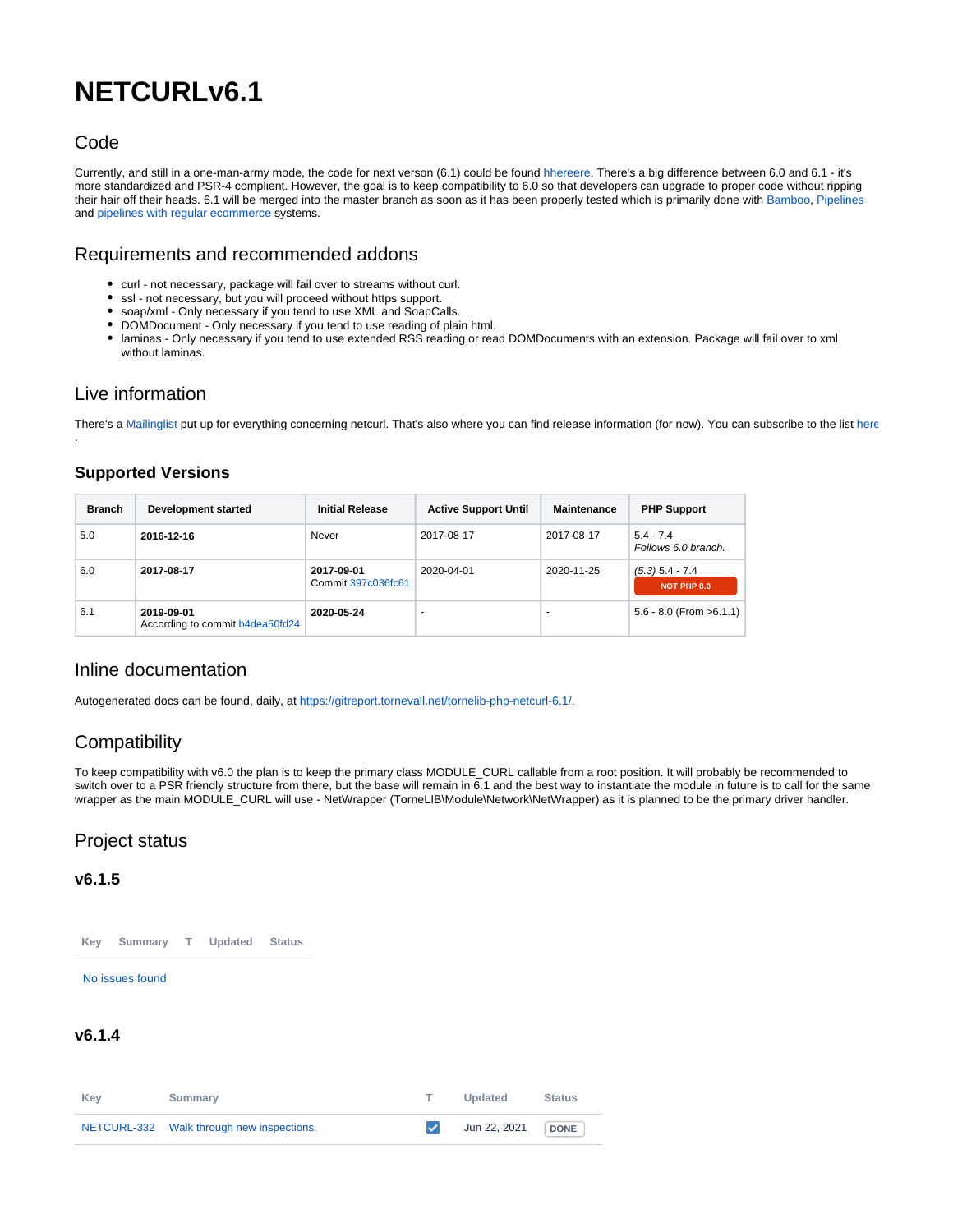# NETCURLv6.1

## Code

Currently, and still in a one-man-army mode, the code for next verson (6.1) could be found hhereere. There's a big difference between 6.0 and 6.1 - it's more standardized and PSR-4 complient. However, the goal is to keep compatibility to 6.0 so that developers can upgrade to proper code without ripping their hair off their heads. 6.1 will be merged into the master branch as soon as it has been properly tested which is primarily done with Bamboo, Pipelines and pipelines with regular ecommerce systems.

## Requirements and recommended addons

- curl - not necessary, package will fail over to streams without curl.
- ssl - not necessary, but you will proceed without https support.
- soap/xml - Only necessary if you tend to use XML and SoapCalls.
- DOMDocument - Only necessary if you tend to use reading of plain html.
- laminas - Only necessary if you tend to use extended RSS reading or read DOMDocuments with an extension. Package will fail over to xml without laminas.

## Live information

There's a Mailinglist put up for everything concerning netcurl. That's also where you can find release information (for now). You can subscribe to the list here .

### Supported Versions

| Branch | Development started | Initial Release | Active Support Until | Maintenance | PHP Support |
|---|---|---|---|---|---|
| 5.0 | **2016-12-16** | Never | 2017-08-17 | 2017-08-17 | 5.4 - 7.4<br>*Follows 6.0 branch.* |
| 6.0 | **2017-08-17** | **2017-09-01**<br>Commit 397c036fc61 | 2020-04-01 | 2020-11-25 | *(5.3)* 5.4 - 7.4<br>NOT PHP 8.0 |
| 6.1 | **2019-09-01**<br>According to commit b4dea50fd24 | **2020-05-24** | - | - | 5.6 - 8.0 (From >6.1.1) |

## Inline documentation

Autogenerated docs can be found, daily, at https://gitreport.tornevall.net/tornelib-php-netcurl-6.1/.

## Compatibility

To keep compatibility with v6.0 the plan is to keep the primary class MODULE_CURL callable from a root position. It will probably be recommended to switch over to a PSR friendly structure from there, but the base will remain in 6.1 and the best way to instantiate the module in future is to call for the same wrapper as the main MODULE_CURL will use - NetWrapper (TorneLIB\Module\Network\NetWrapper) as it is planned to be the primary driver handler.

## Project status

### v6.1.5

| Key | Summary | T | Updated | Status |
|---|---|---|---|---|
| No issues found | | | | |

### v6.1.4

| Key | Summary | T | Updated | Status |
|---|---|---|---|---|
| NETCURL-332 | Walk through new inspections. | ☑ | Jun 22, 2021 | DONE |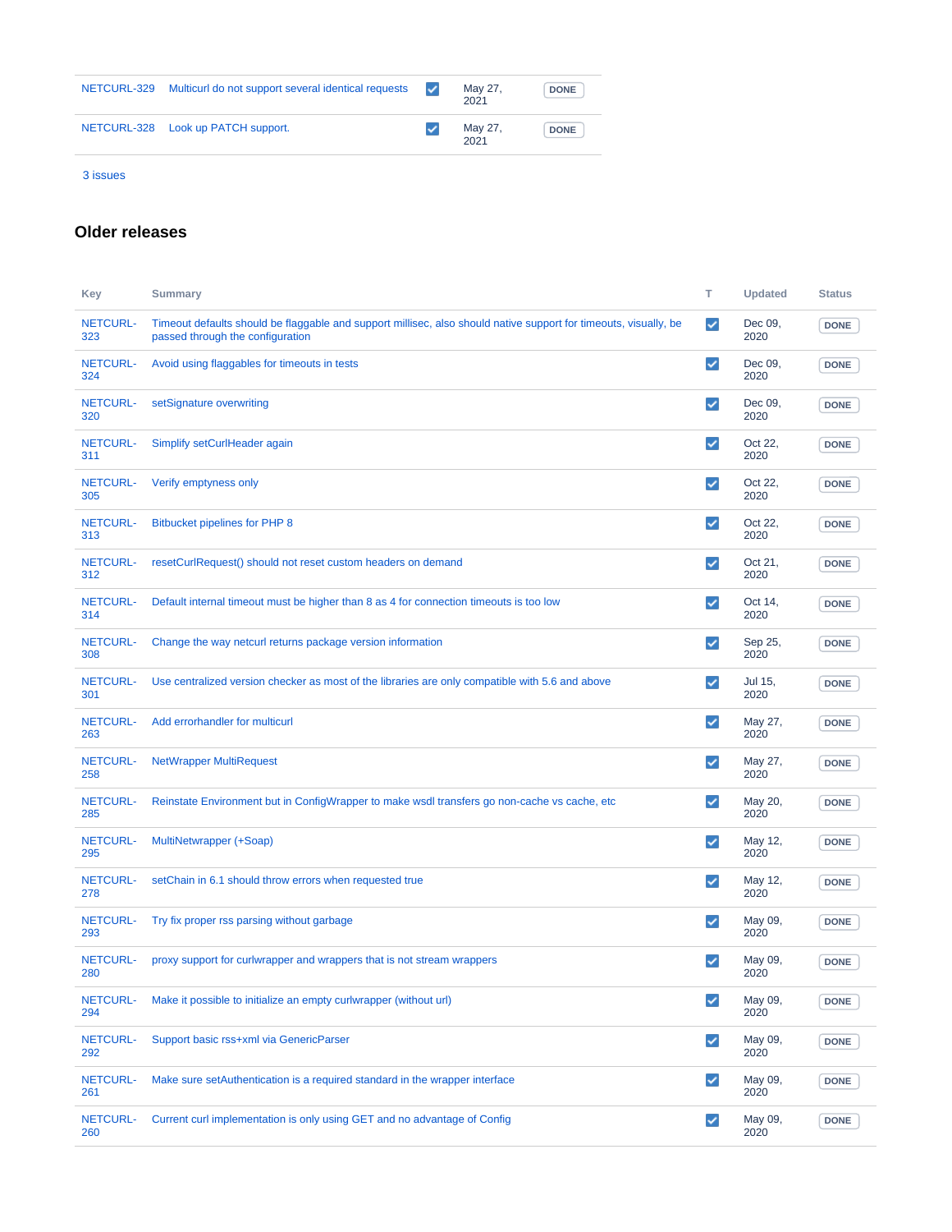| | | | | |
|---|---|---|---|---|
| NETCURL-329 | Multicurl do not support several identical requests | ☑ | May 27, 2021 | DONE |
| NETCURL-328 | Look up PATCH support. | ☑ | May 27, 2021 | DONE |

3 issues

## Older releases

| Key | Summary | T | Updated | Status |
|---|---|---|---|---|
| NETCURL-323 | Timeout defaults should be flaggable and support millisec, also should native support for timeouts, visually, be passed through the configuration | ☑ | Dec 09, 2020 | DONE |
| NETCURL-324 | Avoid using flaggables for timeouts in tests | ☑ | Dec 09, 2020 | DONE |
| NETCURL-320 | setSignature overwriting | ☑ | Dec 09, 2020 | DONE |
| NETCURL-311 | Simplify setCurlHeader again | ☑ | Oct 22, 2020 | DONE |
| NETCURL-305 | Verify emptyness only | ☑ | Oct 22, 2020 | DONE |
| NETCURL-313 | Bitbucket pipelines for PHP 8 | ☑ | Oct 22, 2020 | DONE |
| NETCURL-312 | resetCurlRequest() should not reset custom headers on demand | ☑ | Oct 21, 2020 | DONE |
| NETCURL-314 | Default internal timeout must be higher than 8 as 4 for connection timeouts is too low | ☑ | Oct 14, 2020 | DONE |
| NETCURL-308 | Change the way netcurl returns package version information | ☑ | Sep 25, 2020 | DONE |
| NETCURL-301 | Use centralized version checker as most of the libraries are only compatible with 5.6 and above | ☑ | Jul 15, 2020 | DONE |
| NETCURL-263 | Add errorhandler for multicurl | ☑ | May 27, 2020 | DONE |
| NETCURL-258 | NetWrapper MultiRequest | ☑ | May 27, 2020 | DONE |
| NETCURL-285 | Reinstate Environment but in ConfigWrapper to make wsdl transfers go non-cache vs cache, etc | ☑ | May 20, 2020 | DONE |
| NETCURL-295 | MultiNetwrapper (+Soap) | ☑ | May 12, 2020 | DONE |
| NETCURL-278 | setChain in 6.1 should throw errors when requested true | ☑ | May 12, 2020 | DONE |
| NETCURL-293 | Try fix proper rss parsing without garbage | ☑ | May 09, 2020 | DONE |
| NETCURL-280 | proxy support for curlwrapper and wrappers that is not stream wrappers | ☑ | May 09, 2020 | DONE |
| NETCURL-294 | Make it possible to initialize an empty curlwrapper (without url) | ☑ | May 09, 2020 | DONE |
| NETCURL-292 | Support basic rss+xml via GenericParser | ☑ | May 09, 2020 | DONE |
| NETCURL-261 | Make sure setAuthentication is a required standard in the wrapper interface | ☑ | May 09, 2020 | DONE |
| NETCURL-260 | Current curl implementation is only using GET and no advantage of Config | ☑ | May 09, 2020 | DONE |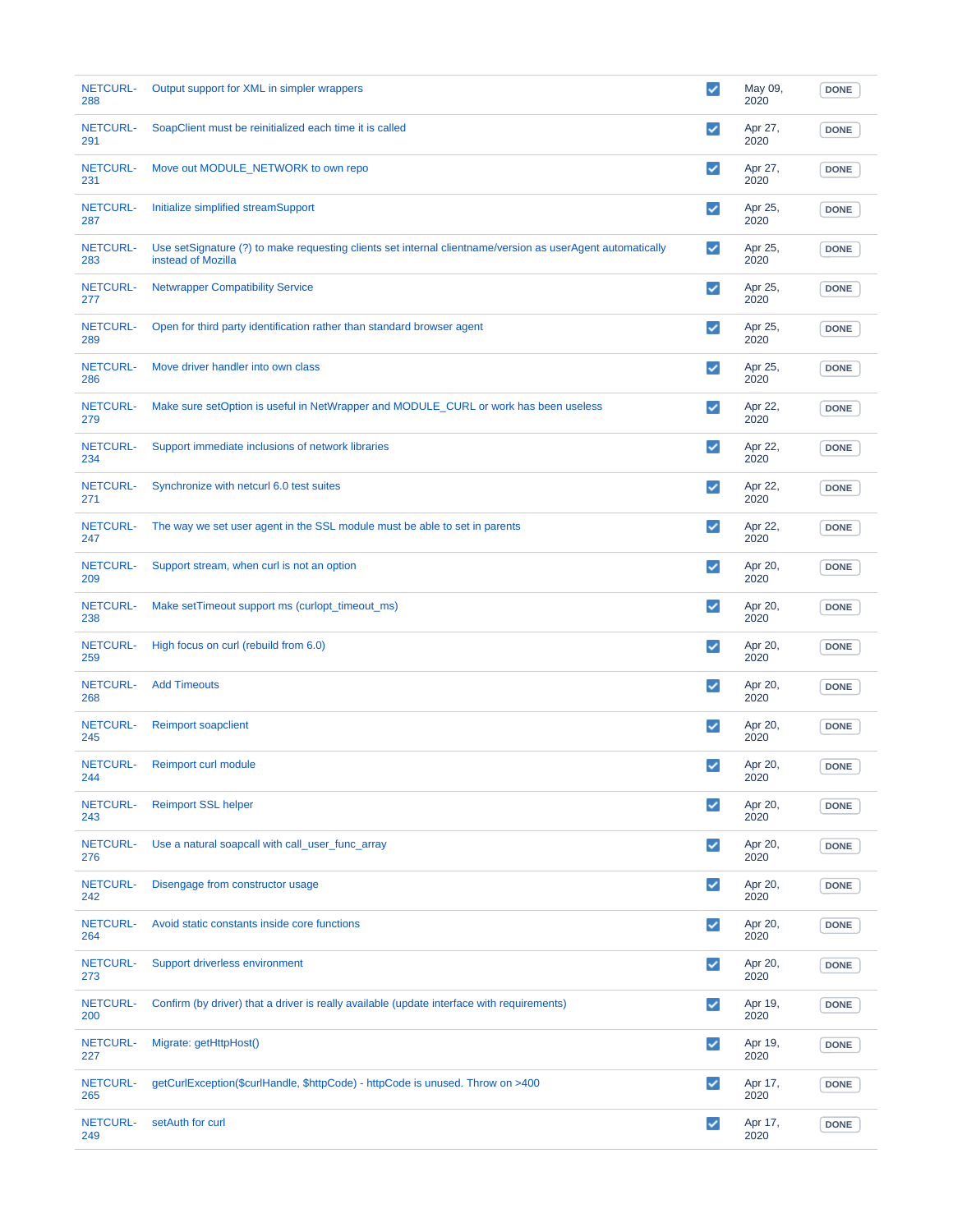| | | | | |
|---|---|---|---|---|
| NETCURL-288 | Output support for XML in simpler wrappers | ☑ | May 09, 2020 | DONE |
| NETCURL-291 | SoapClient must be reinitialized each time it is called | ☑ | Apr 27, 2020 | DONE |
| NETCURL-231 | Move out MODULE_NETWORK to own repo | ☑ | Apr 27, 2020 | DONE |
| NETCURL-287 | Initialize simplified streamSupport | ☑ | Apr 25, 2020 | DONE |
| NETCURL-283 | Use setSignature (?) to make requesting clients set internal clientname/version as userAgent automatically instead of Mozilla | ☑ | Apr 25, 2020 | DONE |
| NETCURL-277 | Netwrapper Compatibility Service | ☑ | Apr 25, 2020 | DONE |
| NETCURL-289 | Open for third party identification rather than standard browser agent | ☑ | Apr 25, 2020 | DONE |
| NETCURL-286 | Move driver handler into own class | ☑ | Apr 25, 2020 | DONE |
| NETCURL-279 | Make sure setOption is useful in NetWrapper and MODULE_CURL or work has been useless | ☑ | Apr 22, 2020 | DONE |
| NETCURL-234 | Support immediate inclusions of network libraries | ☑ | Apr 22, 2020 | DONE |
| NETCURL-271 | Synchronize with netcurl 6.0 test suites | ☑ | Apr 22, 2020 | DONE |
| NETCURL-247 | The way we set user agent in the SSL module must be able to set in parents | ☑ | Apr 22, 2020 | DONE |
| NETCURL-209 | Support stream, when curl is not an option | ☑ | Apr 20, 2020 | DONE |
| NETCURL-238 | Make setTimeout support ms (curlopt_timeout_ms) | ☑ | Apr 20, 2020 | DONE |
| NETCURL-259 | High focus on curl (rebuild from 6.0) | ☑ | Apr 20, 2020 | DONE |
| NETCURL-268 | Add Timeouts | ☑ | Apr 20, 2020 | DONE |
| NETCURL-245 | Reimport soapclient | ☑ | Apr 20, 2020 | DONE |
| NETCURL-244 | Reimport curl module | ☑ | Apr 20, 2020 | DONE |
| NETCURL-243 | Reimport SSL helper | ☑ | Apr 20, 2020 | DONE |
| NETCURL-276 | Use a natural soapcall with call_user_func_array | ☑ | Apr 20, 2020 | DONE |
| NETCURL-242 | Disengage from constructor usage | ☑ | Apr 20, 2020 | DONE |
| NETCURL-264 | Avoid static constants inside core functions | ☑ | Apr 20, 2020 | DONE |
| NETCURL-273 | Support driverless environment | ☑ | Apr 20, 2020 | DONE |
| NETCURL-200 | Confirm (by driver) that a driver is really available (update interface with requirements) | ☑ | Apr 19, 2020 | DONE |
| NETCURL-227 | Migrate: getHttpHost() | ☑ | Apr 19, 2020 | DONE |
| NETCURL-265 | getCurlException($curlHandle, $httpCode) - httpCode is unused. Throw on >400 | ☑ | Apr 17, 2020 | DONE |
| NETCURL-249 | setAuth for curl | ☑ | Apr 17, 2020 | DONE |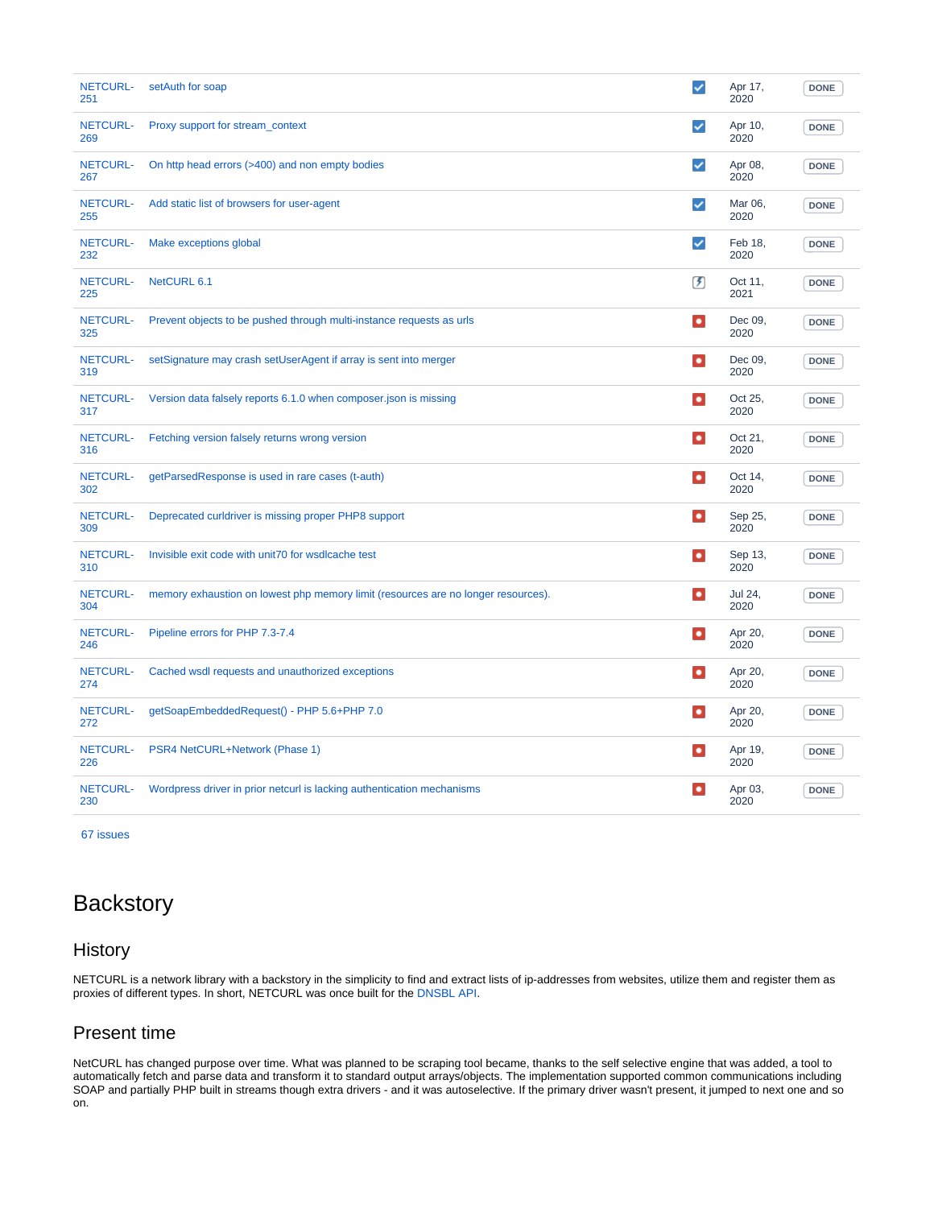| Key | Summary | Type | Updated | Status |
| --- | --- | --- | --- | --- |
| NETCURL-251 | setAuth for soap | | Apr 17, 2020 | DONE |
| NETCURL-269 | Proxy support for stream_context | | Apr 10, 2020 | DONE |
| NETCURL-267 | On http head errors (>400) and non empty bodies | | Apr 08, 2020 | DONE |
| NETCURL-255 | Add static list of browsers for user-agent | | Mar 06, 2020 | DONE |
| NETCURL-232 | Make exceptions global | | Feb 18, 2020 | DONE |
| NETCURL-225 | NetCURL 6.1 | | Oct 11, 2021 | DONE |
| NETCURL-325 | Prevent objects to be pushed through multi-instance requests as urls | | Dec 09, 2020 | DONE |
| NETCURL-319 | setSignature may crash setUserAgent if array is sent into merger | | Dec 09, 2020 | DONE |
| NETCURL-317 | Version data falsely reports 6.1.0 when composer.json is missing | | Oct 25, 2020 | DONE |
| NETCURL-316 | Fetching version falsely returns wrong version | | Oct 21, 2020 | DONE |
| NETCURL-302 | getParsedResponse is used in rare cases (t-auth) | | Oct 14, 2020 | DONE |
| NETCURL-309 | Deprecated curldriver is missing proper PHP8 support | | Sep 25, 2020 | DONE |
| NETCURL-310 | Invisible exit code with unit70 for wsdlcache test | | Sep 13, 2020 | DONE |
| NETCURL-304 | memory exhaustion on lowest php memory limit (resources are no longer resources). | | Jul 24, 2020 | DONE |
| NETCURL-246 | Pipeline errors for PHP 7.3-7.4 | | Apr 20, 2020 | DONE |
| NETCURL-274 | Cached wsdl requests and unauthorized exceptions | | Apr 20, 2020 | DONE |
| NETCURL-272 | getSoapEmbeddedRequest() - PHP 5.6+PHP 7.0 | | Apr 20, 2020 | DONE |
| NETCURL-226 | PSR4 NetCURL+Network (Phase 1) | | Apr 19, 2020 | DONE |
| NETCURL-230 | Wordpress driver in prior netcurl is lacking authentication mechanisms | | Apr 03, 2020 | DONE |

67 issues

# Backstory

## History

NETCURL is a network library with a backstory in the simplicity to find and extract lists of ip-addresses from websites, utilize them and register them as proxies of different types. In short, NETCURL was once built for the DNSBL API.

## Present time

NetCURL has changed purpose over time. What was planned to be scraping tool became, thanks to the self selective engine that was added, a tool to automatically fetch and parse data and transform it to standard output arrays/objects. The implementation supported common communications including SOAP and partially PHP built in streams though extra drivers - and it was autoselective. If the primary driver wasn't present, it jumped to next one and so on.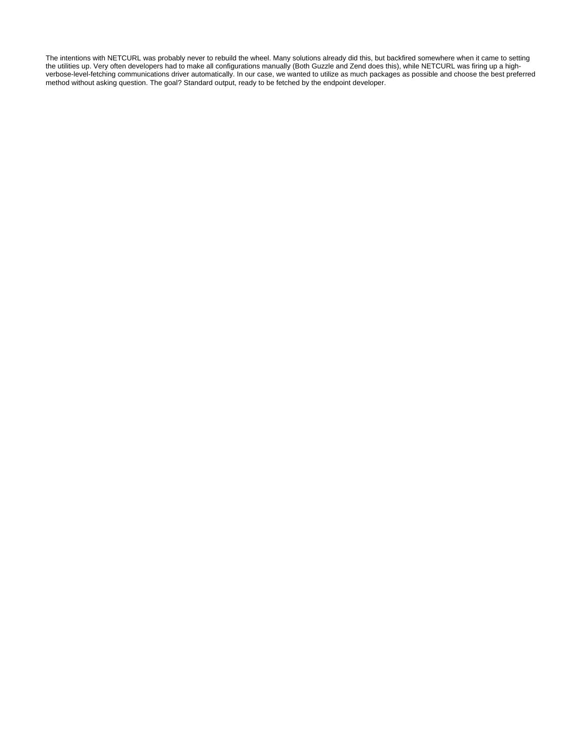The intentions with NETCURL was probably never to rebuild the wheel. Many solutions already did this, but backfired somewhere when it came to setting the utilities up. Very often developers had to make all configurations manually (Both Guzzle and Zend does this), while NETCURL was firing up a high-verbose-level-fetching communications driver automatically. In our case, we wanted to utilize as much packages as possible and choose the best preferred method without asking question. The goal? Standard output, ready to be fetched by the endpoint developer.